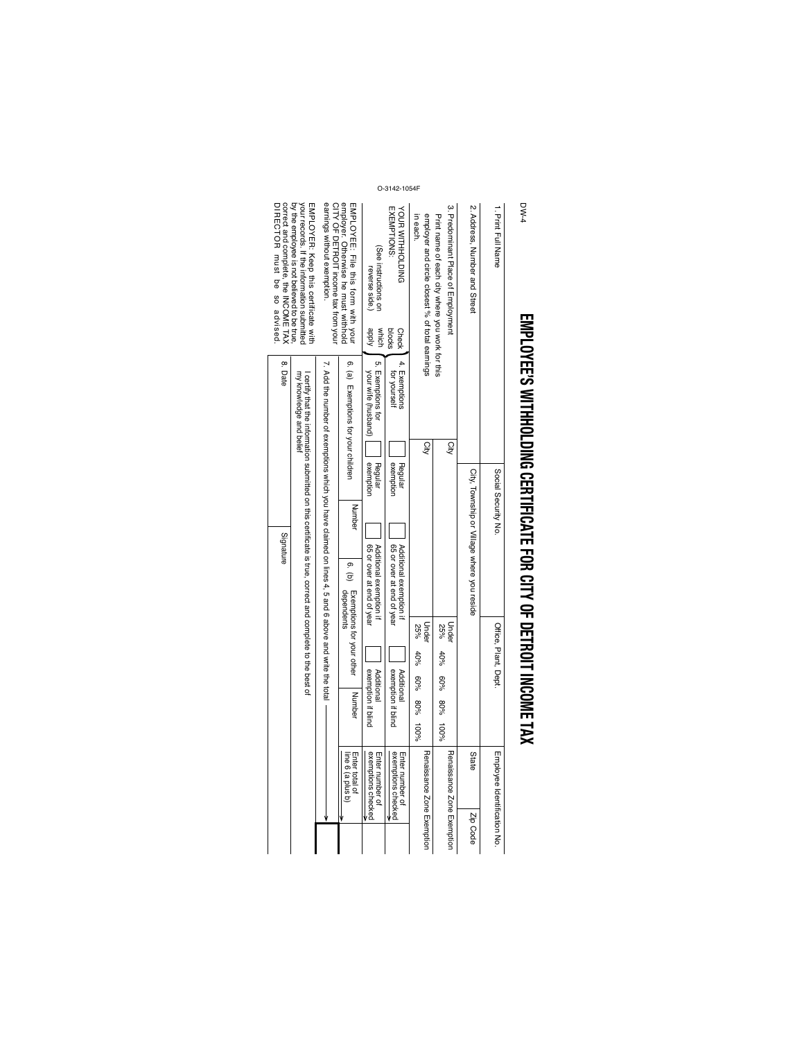DW-4

# EMPLOYEE'S WITHHOLDING CERTIFICATE FOR CITY OF DETROIT INCOME TAX

| 1. Print Full Name | Social Security No. | Office, Plant, Dept. | Employee Identification No. |
|---|---|---|---|
| 2. Address, Number and Street | City, Township or Village where you reside | State | Zip Code |

3. Predominant Place of Employment
Print name of each city where you work for this employer and circle closest % of total earnings in each.

| City | Under 25% 40% 60% 80% 100% | Renaissance Zone Exemption |
|---|---|---|
| City | Under 25% 40% 60% 80% 100% | Renaissance Zone Exemption |

YOUR WITHHOLDING EXEMPTIONS:
(See instructions on reverse side.)

Check blocks which apply

| | | | | |
|---|---|---|---|---|
| 4. Exemptions for yourself | ☐ Regular exemption | ☐ Additional exemption if 65 or over at end of year | ☐ Additional exemption if blind | Enter number of exemptions checked |
| 5. Exemptions for your wife (husband) | ☐ Regular exemption | ☐ Additional exemption if 65 or over at end of year | ☐ Additional exemption if blind | Enter number of exemptions checked |
| 6. (a) Exemptions for your children | Number | 6. (b) Exemptions for your other dependents | Number | Enter total of line 6 (a plus b) |

7. Add the number of exemptions which you have claimed on lines 4, 5 and 6 above and write the total

I certify that the information submitted on this certificate is true, correct and complete to the best of my knowledge and belief

| 8. Date | Signature |
|---|---|

EMPLOYEE: File this form with your employer. Otherwise he must withhold CITY OF DETROIT income tax from your earnings without exemption.

EMPLOYER: Keep this certificate with your records. If the information submitted by the employee is not believed to be true, correct and complete, the INCOME TAX DIRECTOR must be so advised.

O-3142-1054F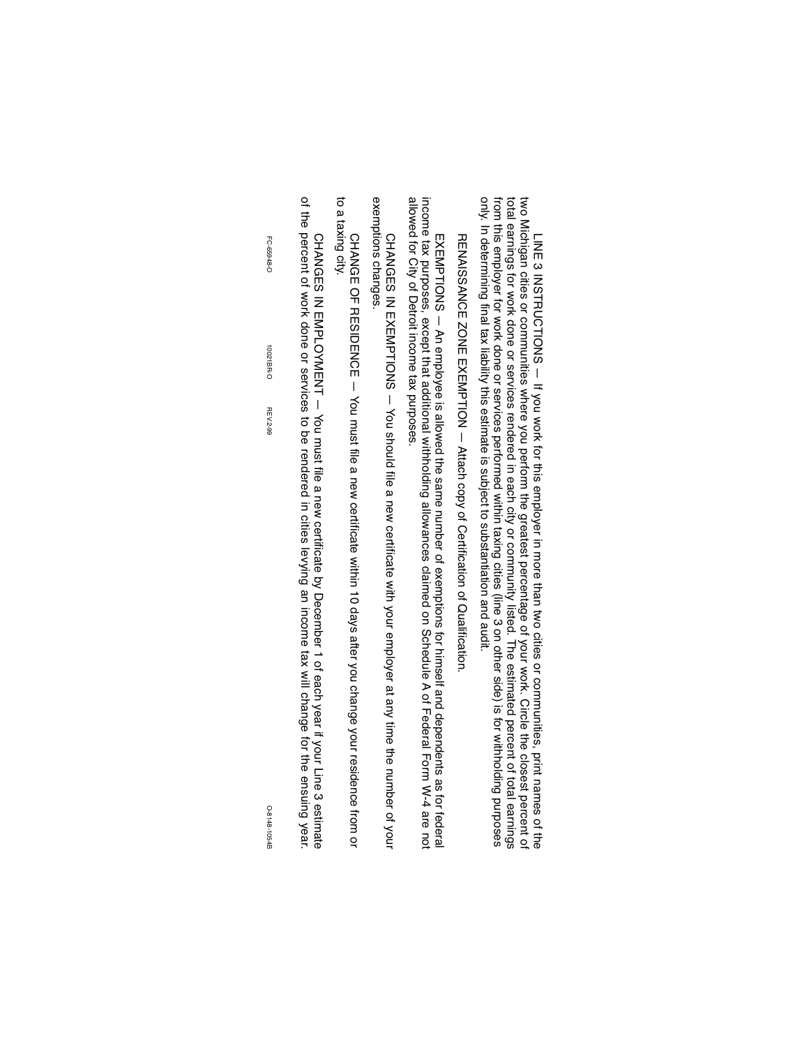LINE 3 INSTRUCTIONS — If you work for this employer in more than two cities or communities, print names of the two Michigan cities or communities where you perform the greatest percentage of your work. Circle the closest percent of total earnings for work done or services rendered in each city or community listed. The estimated percent of total earnings from this employer for work done or services performed within taxing cities (line 3 on other side) is for withholding purposes only. In determining final tax liability this estimate is subject to substantiation and audit.

RENAISSANCE ZONE EXEMPTION — Attach copy of Certification of Qualification.

EXEMPTIONS — An employee is allowed the same number of exemptions for himself and dependents as for federal income tax purposes, except that additional withholding allowances claimed on Schedule A of Federal Form W-4 are not allowed for City of Detroit income tax purposes.

CHANGES IN EXEMPTIONS — You should file a new certificate with your employer at any time the number of your exemptions changes.

CHANGE OF RESIDENCE — You must file a new certificate within 10 days after you change your residence from or to a taxing city.

CHANGES IN EMPLOYMENT — You must file a new certificate by December 1 of each year if your Line 3 estimate of the percent of work done or services to be rendered in cities levying an income tax will change for the ensuing year.

FC-65948-O 10021BR-O REV.2-99 O-8148-10548